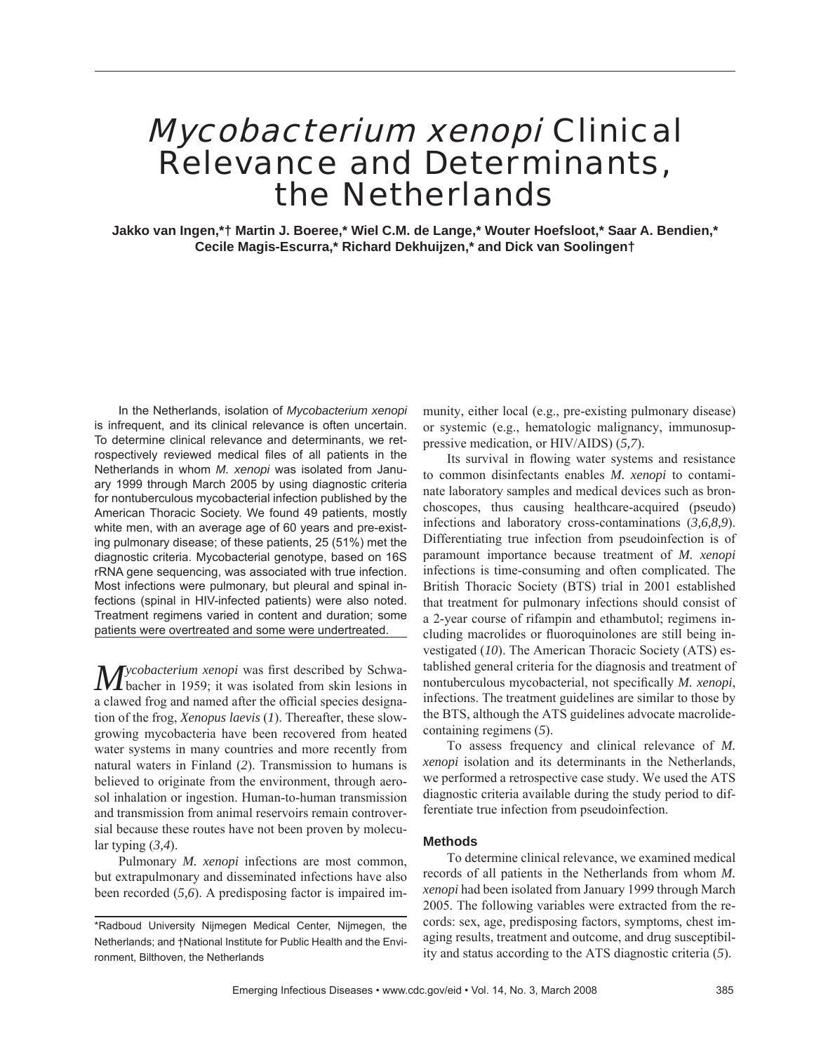# *Mycobacterium xenopi* Clinical Relevance and Determinants, the Netherlands

**Jakko van Ingen,*† Martin J. Boeree,* Wiel C.M. de Lange,* Wouter Hoefsloot,* Saar A. Bendien,* Cecile Magis-Escurra,* Richard Dekhuijzen,* and Dick van Soolingen†**

In the Netherlands, isolation of *Mycobacterium xenopi* is infrequent, and its clinical relevance is often uncertain. To determine clinical relevance and determinants, we retrospectively reviewed medical files of all patients in the Netherlands in whom *M. xenopi* was isolated from January 1999 through March 2005 by using diagnostic criteria for nontuberculous mycobacterial infection published by the American Thoracic Society. We found 49 patients, mostly white men, with an average age of 60 years and pre-existing pulmonary disease; of these patients, 25 (51%) met the diagnostic criteria. Mycobacterial genotype, based on 16S rRNA gene sequencing, was associated with true infection. Most infections were pulmonary, but pleural and spinal infections (spinal in HIV-infected patients) were also noted. Treatment regimens varied in content and duration; some patients were overtreated and some were undertreated.

*Mycobacterium xenopi* was first described by Schwabacher in 1959; it was isolated from skin lesions in a clawed frog and named after the official species designation of the frog, *Xenopus laevis* (*1*). Thereafter, these slow-growing mycobacteria have been recovered from heated water systems in many countries and more recently from natural waters in Finland (*2*). Transmission to humans is believed to originate from the environment, through aerosol inhalation or ingestion. Human-to-human transmission and transmission from animal reservoirs remain controversial because these routes have not been proven by molecular typing (*3,4*).

Pulmonary *M. xenopi* infections are most common, but extrapulmonary and disseminated infections have also been recorded (*5,6*). A predisposing factor is impaired immunity, either local (e.g., pre-existing pulmonary disease) or systemic (e.g., hematologic malignancy, immunosuppressive medication, or HIV/AIDS) (*5,7*).

Its survival in flowing water systems and resistance to common disinfectants enables *M. xenopi* to contaminate laboratory samples and medical devices such as bronchoscopes, thus causing healthcare-acquired (pseudo) infections and laboratory cross-contaminations (*3,6,8,9*). Differentiating true infection from pseudoinfection is of paramount importance because treatment of *M. xenopi* infections is time-consuming and often complicated. The British Thoracic Society (BTS) trial in 2001 established that treatment for pulmonary infections should consist of a 2-year course of rifampin and ethambutol; regimens including macrolides or fluoroquinolones are still being investigated (*10*). The American Thoracic Society (ATS) established general criteria for the diagnosis and treatment of nontuberculous mycobacterial, not specifically *M. xenopi*, infections. The treatment guidelines are similar to those by the BTS, although the ATS guidelines advocate macrolide-containing regimens (*5*).

To assess frequency and clinical relevance of *M. xenopi* isolation and its determinants in the Netherlands, we performed a retrospective case study. We used the ATS diagnostic criteria available during the study period to differentiate true infection from pseudoinfection.

## Methods

To determine clinical relevance, we examined medical records of all patients in the Netherlands from whom *M. xenopi* had been isolated from January 1999 through March 2005. The following variables were extracted from the records: sex, age, predisposing factors, symptoms, chest imaging results, treatment and outcome, and drug susceptibility and status according to the ATS diagnostic criteria (*5*).

*Radboud University Nijmegen Medical Center, Nijmegen, the Netherlands; and †National Institute for Public Health and the Environment, Bilthoven, the Netherlands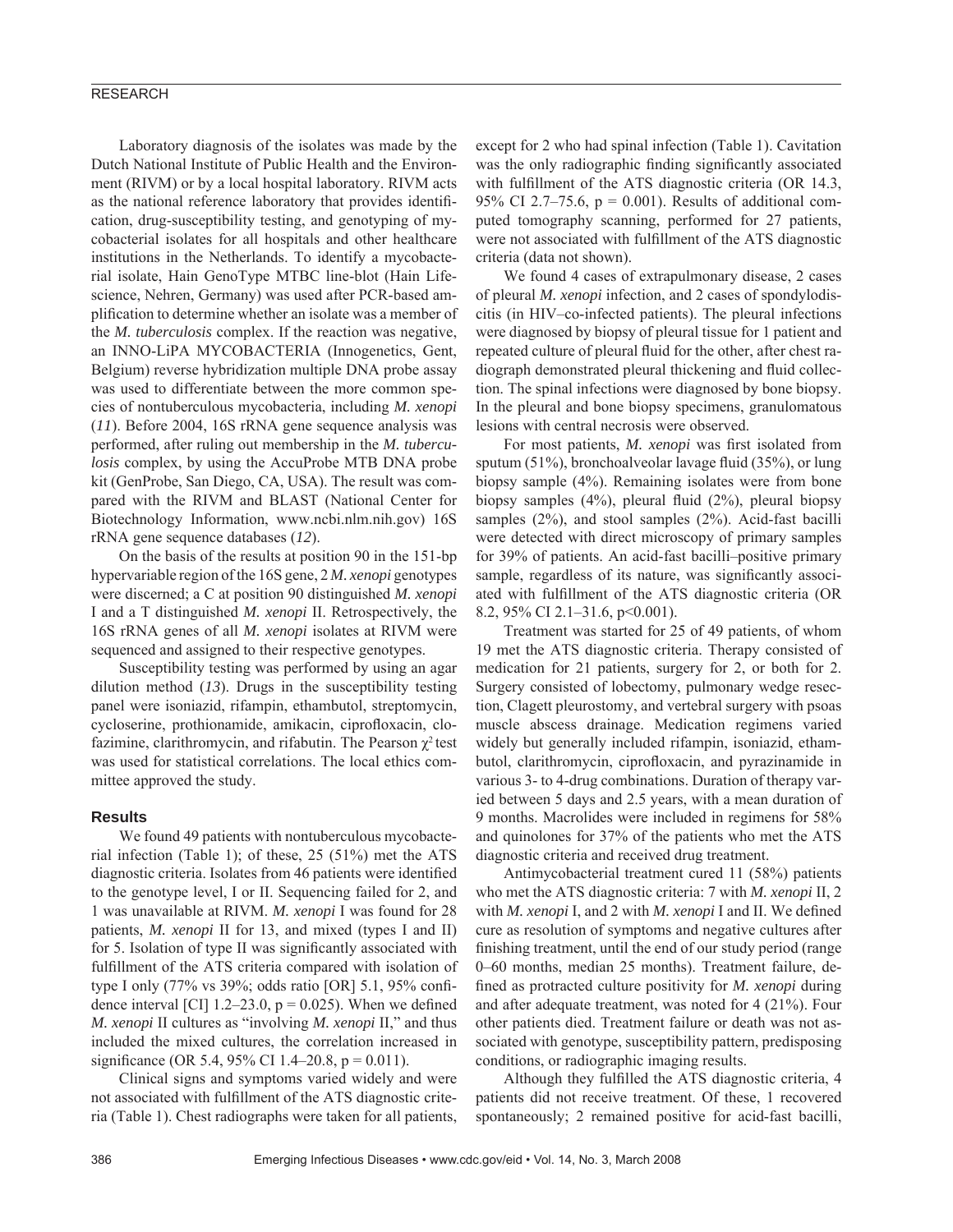Laboratory diagnosis of the isolates was made by the Dutch National Institute of Public Health and the Environment (RIVM) or by a local hospital laboratory. RIVM acts as the national reference laboratory that provides identification, drug-susceptibility testing, and genotyping of mycobacterial isolates for all hospitals and other healthcare institutions in the Netherlands. To identify a mycobacterial isolate, Hain GenoType MTBC line-blot (Hain Lifescience, Nehren, Germany) was used after PCR-based amplification to determine whether an isolate was a member of the *M. tuberculosis* complex. If the reaction was negative, an INNO-LiPA MYCOBACTERIA (Innogenetics, Gent, Belgium) reverse hybridization multiple DNA probe assay was used to differentiate between the more common species of nontuberculous mycobacteria, including *M. xenopi* (*11*). Before 2004, 16S rRNA gene sequence analysis was performed, after ruling out membership in the *M. tuberculosis* complex, by using the AccuProbe MTB DNA probe kit (GenProbe, San Diego, CA, USA). The result was compared with the RIVM and BLAST (National Center for Biotechnology Information, www.ncbi.nlm.nih.gov) 16S rRNA gene sequence databases (*12*).

On the basis of the results at position 90 in the 151-bp hypervariable region of the 16S gene, 2 *M. xenopi* genotypes were discerned; a C at position 90 distinguished *M. xenopi* I and a T distinguished *M. xenopi* II. Retrospectively, the 16S rRNA genes of all *M. xenopi* isolates at RIVM were sequenced and assigned to their respective genotypes.

Susceptibility testing was performed by using an agar dilution method (*13*). Drugs in the susceptibility testing panel were isoniazid, rifampin, ethambutol, streptomycin, cycloserine, prothionamide, amikacin, ciprofloxacin, clofazimine, clarithromycin, and rifabutin. The Pearson $\chi^2$ test was used for statistical correlations. The local ethics committee approved the study.

## Results

We found 49 patients with nontuberculous mycobacterial infection (Table 1); of these, 25 (51%) met the ATS diagnostic criteria. Isolates from 46 patients were identified to the genotype level, I or II. Sequencing failed for 2, and 1 was unavailable at RIVM. *M. xenopi* I was found for 28 patients, *M. xenopi* II for 13, and mixed (types I and II) for 5. Isolation of type II was significantly associated with fulfillment of the ATS criteria compared with isolation of type I only (77% vs 39%; odds ratio [OR] 5.1, 95% confidence interval [CI] 1.2–23.0, p = 0.025). When we defined *M. xenopi* II cultures as "involving *M. xenopi* II," and thus included the mixed cultures, the correlation increased in significance (OR 5.4, 95% CI 1.4–20.8, p = 0.011).

Clinical signs and symptoms varied widely and were not associated with fulfillment of the ATS diagnostic criteria (Table 1). Chest radiographs were taken for all patients, except for 2 who had spinal infection (Table 1). Cavitation was the only radiographic finding significantly associated with fulfillment of the ATS diagnostic criteria (OR 14.3, 95% CI 2.7–75.6, p = 0.001). Results of additional computed tomography scanning, performed for 27 patients, were not associated with fulfillment of the ATS diagnostic criteria (data not shown).

We found 4 cases of extrapulmonary disease, 2 cases of pleural *M. xenopi* infection, and 2 cases of spondylodiscitis (in HIV–co-infected patients). The pleural infections were diagnosed by biopsy of pleural tissue for 1 patient and repeated culture of pleural fluid for the other, after chest radiograph demonstrated pleural thickening and fluid collection. The spinal infections were diagnosed by bone biopsy. In the pleural and bone biopsy specimens, granulomatous lesions with central necrosis were observed.

For most patients, *M. xenopi* was first isolated from sputum (51%), bronchoalveolar lavage fluid (35%), or lung biopsy sample (4%). Remaining isolates were from bone biopsy samples (4%), pleural fluid (2%), pleural biopsy samples (2%), and stool samples (2%). Acid-fast bacilli were detected with direct microscopy of primary samples for 39% of patients. An acid-fast bacilli–positive primary sample, regardless of its nature, was significantly associated with fulfillment of the ATS diagnostic criteria (OR 8.2, 95% CI 2.1–31.6, p<0.001).

Treatment was started for 25 of 49 patients, of whom 19 met the ATS diagnostic criteria. Therapy consisted of medication for 21 patients, surgery for 2, or both for 2. Surgery consisted of lobectomy, pulmonary wedge resection, Clagett pleurostomy, and vertebral surgery with psoas muscle abscess drainage. Medication regimens varied widely but generally included rifampin, isoniazid, ethambutol, clarithromycin, ciprofloxacin, and pyrazinamide in various 3- to 4-drug combinations. Duration of therapy varied between 5 days and 2.5 years, with a mean duration of 9 months. Macrolides were included in regimens for 58% and quinolones for 37% of the patients who met the ATS diagnostic criteria and received drug treatment.

Antimycobacterial treatment cured 11 (58%) patients who met the ATS diagnostic criteria: 7 with *M. xenopi* II, 2 with *M. xenopi* I, and 2 with *M. xenopi* I and II. We defined cure as resolution of symptoms and negative cultures after finishing treatment, until the end of our study period (range 0–60 months, median 25 months). Treatment failure, defined as protracted culture positivity for *M. xenopi* during and after adequate treatment, was noted for 4 (21%). Four other patients died. Treatment failure or death was not associated with genotype, susceptibility pattern, predisposing conditions, or radiographic imaging results.

Although they fulfilled the ATS diagnostic criteria, 4 patients did not receive treatment. Of these, 1 recovered spontaneously; 2 remained positive for acid-fast bacilli,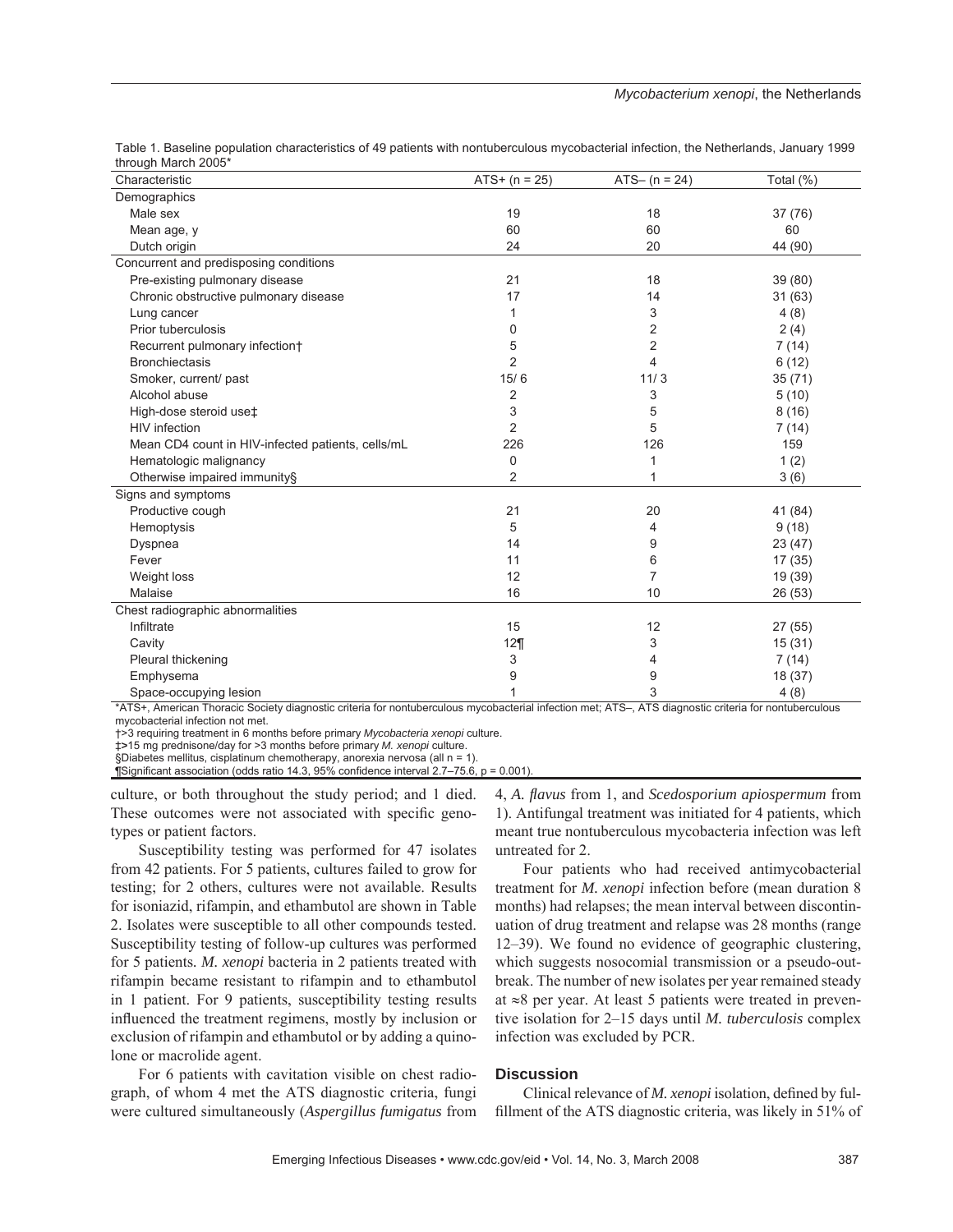Table 1. Baseline population characteristics of 49 patients with nontuberculous mycobacterial infection, the Netherlands, January 1999 through March 2005*

| Characteristic | ATS+ (n = 25) | ATS– (n = 24) | Total (%) |
|---|---|---|---|
| Demographics | | | |
| Male sex | 19 | 18 | 37 (76) |
| Mean age, y | 60 | 60 | 60 |
| Dutch origin | 24 | 20 | 44 (90) |
| Concurrent and predisposing conditions | | | |
| Pre-existing pulmonary disease | 21 | 18 | 39 (80) |
| Chronic obstructive pulmonary disease | 17 | 14 | 31 (63) |
| Lung cancer | 1 | 3 | 4 (8) |
| Prior tuberculosis | 0 | 2 | 2 (4) |
| Recurrent pulmonary infection† | 5 | 2 | 7 (14) |
| Bronchiectasis | 2 | 4 | 6 (12) |
| Smoker, current/ past | 15/ 6 | 11/ 3 | 35 (71) |
| Alcohol abuse | 2 | 3 | 5 (10) |
| High-dose steroid use‡ | 3 | 5 | 8 (16) |
| HIV infection | 2 | 5 | 7 (14) |
| Mean CD4 count in HIV-infected patients, cells/mL | 226 | 126 | 159 |
| Hematologic malignancy | 0 | 1 | 1 (2) |
| Otherwise impaired immunity§ | 2 | 1 | 3 (6) |
| Signs and symptoms | | | |
| Productive cough | 21 | 20 | 41 (84) |
| Hemoptysis | 5 | 4 | 9 (18) |
| Dyspnea | 14 | 9 | 23 (47) |
| Fever | 11 | 6 | 17 (35) |
| Weight loss | 12 | 7 | 19 (39) |
| Malaise | 16 | 10 | 26 (53) |
| Chest radiographic abnormalities | | | |
| Infiltrate | 15 | 12 | 27 (55) |
| Cavity | 12¶ | 3 | 15 (31) |
| Pleural thickening | 3 | 4 | 7 (14) |
| Emphysema | 9 | 9 | 18 (37) |
| Space-occupying lesion | 1 | 3 | 4 (8) |

*ATS+, American Thoracic Society diagnostic criteria for nontuberculous mycobacterial infection met; ATS–, ATS diagnostic criteria for nontuberculous mycobacterial infection not met.
†>3 requiring treatment in 6 months before primary *Mycobacteria xenopi* culture.
‡>15 mg prednisone/day for >3 months before primary *M. xenopi* culture.
§Diabetes mellitus, cisplatinum chemotherapy, anorexia nervosa (all n = 1).
¶Significant association (odds ratio 14.3, 95% confidence interval 2.7–75.6, p = 0.001).

culture, or both throughout the study period; and 1 died. These outcomes were not associated with specific genotypes or patient factors.

Susceptibility testing was performed for 47 isolates from 42 patients. For 5 patients, cultures failed to grow for testing; for 2 others, cultures were not available. Results for isoniazid, rifampin, and ethambutol are shown in Table 2. Isolates were susceptible to all other compounds tested. Susceptibility testing of follow-up cultures was performed for 5 patients. *M. xenopi* bacteria in 2 patients treated with rifampin became resistant to rifampin and to ethambutol in 1 patient. For 9 patients, susceptibility testing results influenced the treatment regimens, mostly by inclusion or exclusion of rifampin and ethambutol or by adding a quinolone or macrolide agent.

For 6 patients with cavitation visible on chest radiograph, of whom 4 met the ATS diagnostic criteria, fungi were cultured simultaneously (*Aspergillus fumigatus* from 4, *A. flavus* from 1, and *Scedosporium apiospermum* from 1). Antifungal treatment was initiated for 4 patients, which meant true nontuberculous mycobacteria infection was left untreated for 2.

Four patients who had received antimycobacterial treatment for *M. xenopi* infection before (mean duration 8 months) had relapses; the mean interval between discontinuation of drug treatment and relapse was 28 months (range 12–39). We found no evidence of geographic clustering, which suggests nosocomial transmission or a pseudo-outbreak. The number of new isolates per year remained steady at ≈8 per year. At least 5 patients were treated in preventive isolation for 2–15 days until *M. tuberculosis* complex infection was excluded by PCR.

## Discussion

Clinical relevance of *M. xenopi* isolation, defined by fulfillment of the ATS diagnostic criteria, was likely in 51% of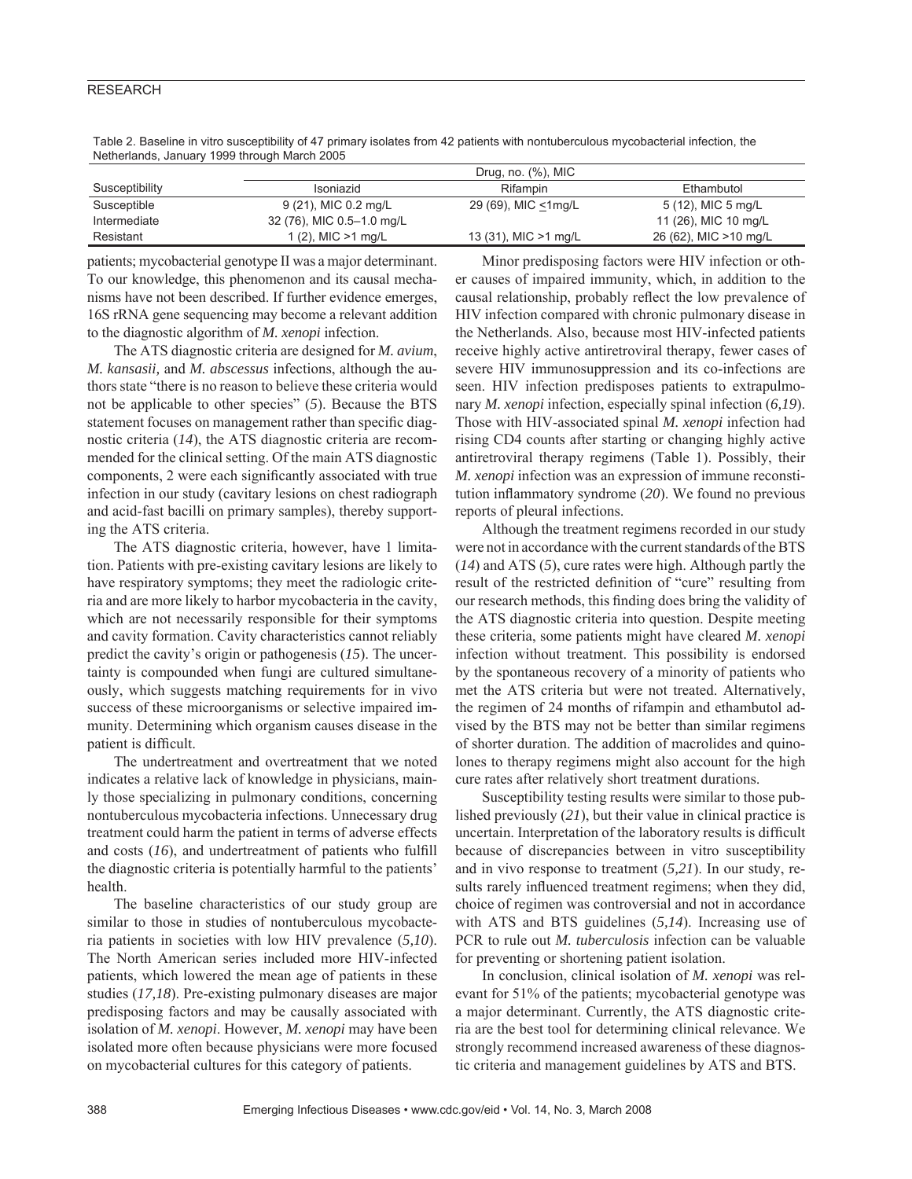Table 2. Baseline in vitro susceptibility of 47 primary isolates from 42 patients with nontuberculous mycobacterial infection, the Netherlands, January 1999 through March 2005

| Susceptibility | Drug, no. (%), MIC | | |
|---|---|---|---|
| | Isoniazid | Rifampin | Ethambutol |
| Susceptible | 9 (21), MIC 0.2 mg/L | 29 (69), MIC ≤1mg/L | 5 (12), MIC 5 mg/L |
| Intermediate | 32 (76), MIC 0.5–1.0 mg/L | | 11 (26), MIC 10 mg/L |
| Resistant | 1 (2), MIC >1 mg/L | 13 (31), MIC >1 mg/L | 26 (62), MIC >10 mg/L |

patients; mycobacterial genotype II was a major determinant. To our knowledge, this phenomenon and its causal mechanisms have not been described. If further evidence emerges, 16S rRNA gene sequencing may become a relevant addition to the diagnostic algorithm of *M. xenopi* infection.

The ATS diagnostic criteria are designed for *M. avium*, *M. kansasii,* and *M. abscessus* infections, although the authors state "there is no reason to believe these criteria would not be applicable to other species" (*5*). Because the BTS statement focuses on management rather than specific diagnostic criteria (*14*), the ATS diagnostic criteria are recommended for the clinical setting. Of the main ATS diagnostic components, 2 were each significantly associated with true infection in our study (cavitary lesions on chest radiograph and acid-fast bacilli on primary samples), thereby supporting the ATS criteria.

The ATS diagnostic criteria, however, have 1 limitation. Patients with pre-existing cavitary lesions are likely to have respiratory symptoms; they meet the radiologic criteria and are more likely to harbor mycobacteria in the cavity, which are not necessarily responsible for their symptoms and cavity formation. Cavity characteristics cannot reliably predict the cavity's origin or pathogenesis (*15*). The uncertainty is compounded when fungi are cultured simultaneously, which suggests matching requirements for in vivo success of these microorganisms or selective impaired immunity. Determining which organism causes disease in the patient is difficult.

The undertreatment and overtreatment that we noted indicates a relative lack of knowledge in physicians, mainly those specializing in pulmonary conditions, concerning nontuberculous mycobacteria infections. Unnecessary drug treatment could harm the patient in terms of adverse effects and costs (*16*), and undertreatment of patients who fulfill the diagnostic criteria is potentially harmful to the patients' health.

The baseline characteristics of our study group are similar to those in studies of nontuberculous mycobacteria patients in societies with low HIV prevalence (*5,10*). The North American series included more HIV-infected patients, which lowered the mean age of patients in these studies (*17,18*). Pre-existing pulmonary diseases are major predisposing factors and may be causally associated with isolation of *M. xenopi*. However, *M. xenopi* may have been isolated more often because physicians were more focused on mycobacterial cultures for this category of patients.

Minor predisposing factors were HIV infection or other causes of impaired immunity, which, in addition to the causal relationship, probably reflect the low prevalence of HIV infection compared with chronic pulmonary disease in the Netherlands. Also, because most HIV-infected patients receive highly active antiretroviral therapy, fewer cases of severe HIV immunosuppression and its co-infections are seen. HIV infection predisposes patients to extrapulmonary *M. xenopi* infection, especially spinal infection (*6,19*). Those with HIV-associated spinal *M. xenopi* infection had rising CD4 counts after starting or changing highly active antiretroviral therapy regimens (Table 1). Possibly, their *M. xenopi* infection was an expression of immune reconstitution inflammatory syndrome (*20*). We found no previous reports of pleural infections.

Although the treatment regimens recorded in our study were not in accordance with the current standards of the BTS (*14*) and ATS (*5*), cure rates were high. Although partly the result of the restricted definition of "cure" resulting from our research methods, this finding does bring the validity of the ATS diagnostic criteria into question. Despite meeting these criteria, some patients might have cleared *M. xenopi* infection without treatment. This possibility is endorsed by the spontaneous recovery of a minority of patients who met the ATS criteria but were not treated. Alternatively, the regimen of 24 months of rifampin and ethambutol advised by the BTS may not be better than similar regimens of shorter duration. The addition of macrolides and quinolones to therapy regimens might also account for the high cure rates after relatively short treatment durations.

Susceptibility testing results were similar to those published previously (*21*), but their value in clinical practice is uncertain. Interpretation of the laboratory results is difficult because of discrepancies between in vitro susceptibility and in vivo response to treatment (*5,21*). In our study, results rarely influenced treatment regimens; when they did, choice of regimen was controversial and not in accordance with ATS and BTS guidelines (*5,14*). Increasing use of PCR to rule out *M. tuberculosis* infection can be valuable for preventing or shortening patient isolation.

In conclusion, clinical isolation of *M. xenopi* was relevant for 51% of the patients; mycobacterial genotype was a major determinant. Currently, the ATS diagnostic criteria are the best tool for determining clinical relevance. We strongly recommend increased awareness of these diagnostic criteria and management guidelines by ATS and BTS.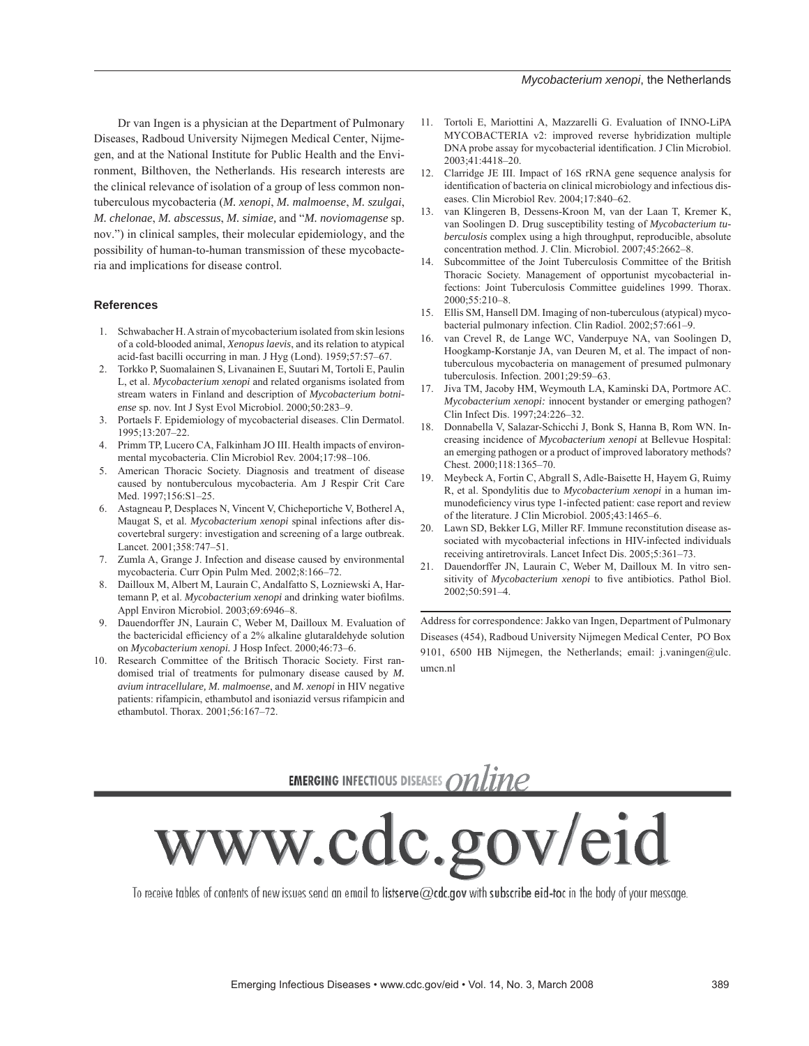Dr van Ingen is a physician at the Department of Pulmonary Diseases, Radboud University Nijmegen Medical Center, Nijmegen, and at the National Institute for Public Health and the Environment, Bilthoven, the Netherlands. His research interests are the clinical relevance of isolation of a group of less common nontuberculous mycobacteria (*M. xenopi*, *M. malmoense*, *M. szulgai*, *M. chelonae*, *M. abscessus*, *M. simiae,* and "*M. noviomagense* sp. nov.") in clinical samples, their molecular epidemiology, and the possibility of human-to-human transmission of these mycobacteria and implications for disease control.

## References

1. Schwabacher H. A strain of mycobacterium isolated from skin lesions of a cold-blooded animal, *Xenopus laevis*, and its relation to atypical acid-fast bacilli occurring in man. J Hyg (Lond). 1959;57:57–67.
2. Torkko P, Suomalainen S, Livanainen E, Suutari M, Tortoli E, Paulin L, et al. *Mycobacterium xenopi* and related organisms isolated from stream waters in Finland and description of *Mycobacterium botniense* sp. nov. Int J Syst Evol Microbiol. 2000;50:283–9.
3. Portaels F. Epidemiology of mycobacterial diseases. Clin Dermatol. 1995;13:207–22.
4. Primm TP, Lucero CA, Falkinham JO III. Health impacts of environmental mycobacteria. Clin Microbiol Rev. 2004;17:98–106.
5. American Thoracic Society. Diagnosis and treatment of disease caused by nontuberculous mycobacteria. Am J Respir Crit Care Med. 1997;156:S1–25.
6. Astagneau P, Desplaces N, Vincent V, Chicheportiche V, Botherel A, Maugat S, et al. *Mycobacterium xenopi* spinal infections after discovertebral surgery: investigation and screening of a large outbreak. Lancet. 2001;358:747–51.
7. Zumla A, Grange J. Infection and disease caused by environmental mycobacteria. Curr Opin Pulm Med. 2002;8:166–72.
8. Dailloux M, Albert M, Laurain C, Andalfatto S, Lozniewski A, Hartemann P, et al. *Mycobacterium xenopi* and drinking water biofilms. Appl Environ Microbiol. 2003;69:6946–8.
9. Dauendorffer JN, Laurain C, Weber M, Dailloux M. Evaluation of the bactericidal efficiency of a 2% alkaline glutaraldehyde solution on *Mycobacterium xenopi.* J Hosp Infect. 2000;46:73–6.
10. Research Committee of the Britisch Thoracic Society. First randomised trial of treatments for pulmonary disease caused by *M. avium intracellulare, M. malmoense*, and *M. xenopi* in HIV negative patients: rifampicin, ethambutol and isoniazid versus rifampicin and ethambutol. Thorax. 2001;56:167–72.
11. Tortoli E, Mariottini A, Mazzarelli G. Evaluation of INNO-LiPA MYCOBACTERIA v2: improved reverse hybridization multiple DNA probe assay for mycobacterial identification. J Clin Microbiol. 2003;41:4418–20.
12. Clarridge JE III. Impact of 16S rRNA gene sequence analysis for identification of bacteria on clinical microbiology and infectious diseases. Clin Microbiol Rev. 2004;17:840–62.
13. van Klingeren B, Dessens-Kroon M, van der Laan T, Kremer K, van Soolingen D. Drug susceptibility testing of *Mycobacterium tuberculosis* complex using a high throughput, reproducible, absolute concentration method. J. Clin. Microbiol. 2007;45:2662–8.
14. Subcommittee of the Joint Tuberculosis Committee of the British Thoracic Society. Management of opportunist mycobacterial infections: Joint Tuberculosis Committee guidelines 1999. Thorax. 2000;55:210–8.
15. Ellis SM, Hansell DM. Imaging of non-tuberculous (atypical) mycobacterial pulmonary infection. Clin Radiol. 2002;57:661–9.
16. van Crevel R, de Lange WC, Vanderpuye NA, van Soolingen D, Hoogkamp-Korstanje JA, van Deuren M, et al. The impact of nontuberculous mycobacteria on management of presumed pulmonary tuberculosis. Infection. 2001;29:59–63.
17. Jiva TM, Jacoby HM, Weymouth LA, Kaminski DA, Portmore AC. *Mycobacterium xenopi:* innocent bystander or emerging pathogen? Clin Infect Dis. 1997;24:226–32.
18. Donnabella V, Salazar-Schicchi J, Bonk S, Hanna B, Rom WN. Increasing incidence of *Mycobacterium xenopi* at Bellevue Hospital: an emerging pathogen or a product of improved laboratory methods? Chest. 2000;118:1365–70.
19. Meybeck A, Fortin C, Abgrall S, Adle-Baisette H, Hayem G, Ruimy R, et al. Spondylitis due to *Mycobacterium xenopi* in a human immunodeficiency virus type 1-infected patient: case report and review of the literature. J Clin Microbiol. 2005;43:1465–6.
20. Lawn SD, Bekker LG, Miller RF. Immune reconstitution disease associated with mycobacterial infections in HIV-infected individuals receiving antiretrovirals. Lancet Infect Dis. 2005;5:361–73.
21. Dauendorffer JN, Laurain C, Weber M, Dailloux M. In vitro sensitivity of *Mycobacterium xenopi* to five antibiotics. Pathol Biol. 2002;50:591–4.

Address for correspondence: Jakko van Ingen, Department of Pulmonary Diseases (454), Radboud University Nijmegen Medical Center, PO Box 9101, 6500 HB Nijmegen, the Netherlands; email: j.vaningen@ulc.umcn.nl

EMERGING INFECTIOUS DISEASES *online*

# www.cdc.gov/eid

To receive tables of contents of new issues send an email to **listserve@cdc.gov** with **subscribe eid-toc** in the body of your message.